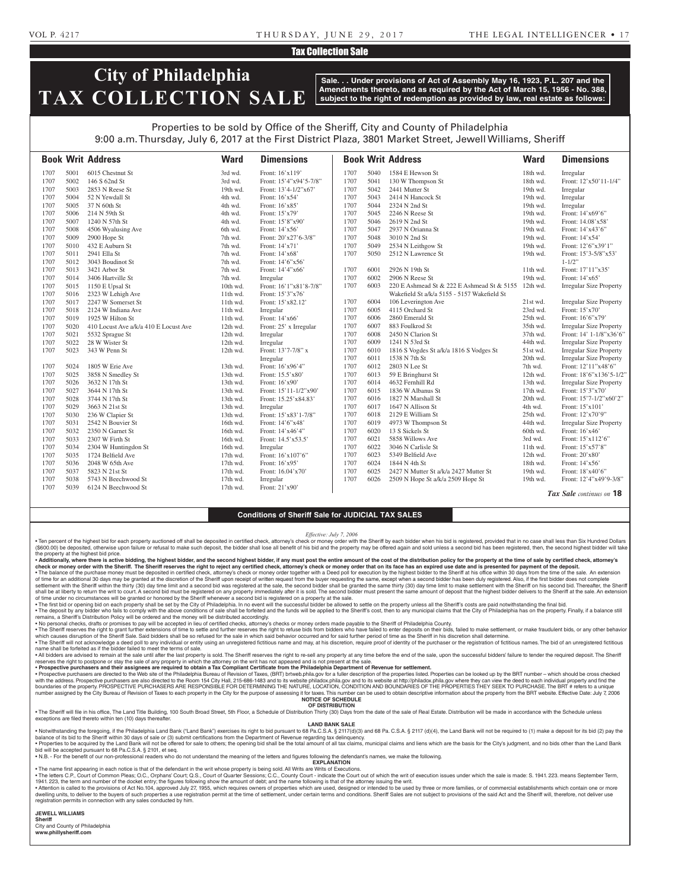Tax Collection Sale

# City of Philadelphia TAX COLLECTION SALE

**Sale. . . Under provisions of Act of Assembly May 16, 1923, P.L. 207 and the Amendments thereto, and as required by the Act of March 15, 1956 - No. 388, subject to the right of redemption as provided by law, real estate as follows:**

Properties to be sold by Office of the Sheriff, City and County of Philadelphia
9:00 a.m. Thursday, July 6, 2017 at the First District Plaza, 3801 Market Street, Jewell Williams, Sheriff

| Book | Writ | Address | Ward | Dimensions |
|---|---|---|---|---|
| 1707 | 5001 | 6015 Chestnut St | 3rd wd. | Front: 16'x119' |
| 1707 | 5002 | 146 S 62nd St | 3rd wd. | Front: 15'4"x94'5-7/8" |
| 1707 | 5003 | 2853 N Reese St | 19th wd. | Front: 13'4-1/2"x67' |
| 1707 | 5004 | 52 N Yewdall St | 4th wd. | Front: 16'x54' |
| 1707 | 5005 | 37 N 60th St | 4th wd. | Front: 16'x85' |
| 1707 | 5006 | 214 N 59th St | 4th wd. | Front: 15'x79' |
| 1707 | 5007 | 1240 N 57th St | 4th wd. | Front: 15'8"x90' |
| 1707 | 5008 | 4506 Wyalusing Ave | 6th wd. | Front: 14'x56' |
| 1707 | 5009 | 2900 Hope St | 7th wd. | Front: 20'x27'6-3/8" |
| 1707 | 5010 | 432 E Auburn St | 7th wd. | Front: 14'x71' |
| 1707 | 5011 | 2941 Ella St | 7th wd. | Front: 14'x68' |
| 1707 | 5012 | 3043 Boudinot St | 7th wd. | Front: 14'6"x56' |
| 1707 | 5013 | 3421 Arbor St | 7th wd. | Front: 14'4"x66' |
| 1707 | 5014 | 3406 Hartville St | 7th wd. | Irregular |
| 1707 | 5015 | 1150 E Upsal St | 10th wd. | Front: 16'1"x81'8-7/8" |
| 1707 | 5016 | 2323 W Lehigh Ave | 11th wd. | Front: 15'3"x76' |
| 1707 | 5017 | 2247 W Somerset St | 11th wd. | Front: 15'x82.12' |
| 1707 | 5018 | 2124 W Indiana Ave | 11th wd. | Irregular |
| 1707 | 5019 | 1925 W Hilton St | 11th wd. | Front: 14'x66' |
| 1707 | 5020 | 410 Locust Ave a/k/a 410 E Locust Ave | 12th wd. | Front: 25' x Irregular |
| 1707 | 5021 | 5532 Sprague St | 12th wd. | Irregular |
| 1707 | 5022 | 28 W Wister St | 12th wd. | Irregular |
| 1707 | 5023 | 343 W Penn St | 12th wd. | Front: 13'7-7/8" x Irregular |
| 1707 | 5024 | 1805 W Erie Ave | 13th wd. | Front: 16'x96'4" |
| 1707 | 5025 | 3858 N Smedley St | 13th wd. | Front: 15.5'x80' |
| 1707 | 5026 | 3632 N 17th St | 13th wd. | Front: 16'x90' |
| 1707 | 5027 | 3644 N 17th St | 13th wd. | Front: 15'11-1/2"x90' |
| 1707 | 5028 | 3744 N 17th St | 13th wd. | Front: 15.25'x84.83' |
| 1707 | 5029 | 3663 N 21st St | 13th wd. | Irregular |
| 1707 | 5030 | 236 W Clapier St | 13th wd. | Front: 15'x83'1-7/8" |
| 1707 | 5031 | 2542 N Bouvier St | 16th wd. | Front: 14'6"x48' |
| 1707 | 5032 | 2350 N Garnet St | 16th wd. | Front: 14'x46'4" |
| 1707 | 5033 | 2307 W Firth St | 16th wd. | Front: 14.5'x53.5' |
| 1707 | 5034 | 2304 W Huntingdon St | 16th wd. | Irregular |
| 1707 | 5035 | 1724 Belfield Ave | 17th wd. | Front: 16'x107'6" |
| 1707 | 5036 | 2048 W 65th Ave | 17th wd. | Front: 16'x95' |
| 1707 | 5037 | 5823 N 21st St | 17th wd. | Front: 16.04'x70' |
| 1707 | 5038 | 5743 N Beechwood St | 17th wd. | Irregular |
| 1707 | 5039 | 6124 N Beechwood St | 17th wd. | Front: 21'x90' |
| 1707 | 5040 | 1584 E Hewson St | 18th wd. | Irregular |
| 1707 | 5041 | 130 W Thompson St | 18th wd. | Front: 12'x50'11-1/4" |
| 1707 | 5042 | 2441 Mutter St | 19th wd. | Irregular |
| 1707 | 5043 | 2414 N Hancock St | 19th wd. | Irregular |
| 1707 | 5044 | 2324 N 2nd St | 19th wd. | Irregular |
| 1707 | 5045 | 2246 N Reese St | 19th wd. | Front: 14'x69'6" |
| 1707 | 5046 | 2619 N 2nd St | 19th wd. | Front: 14.08'x58' |
| 1707 | 5047 | 2937 N Orianna St | 19th wd. | Front: 14'x43'6" |
| 1707 | 5048 | 3010 N 2nd St | 19th wd. | Front: 14'x54' |
| 1707 | 5049 | 2534 N Leithgow St | 19th wd. | Front: 12'6"x39'1" |
| 1707 | 5050 | 2512 N Lawrence St | 19th wd. | Front: 15'3-5/8"x53'1-1/2" |
| 1707 | 6001 | 2926 N 19th St | 11th wd. | Front: 17'11"x35' |
| 1707 | 6002 | 2906 N Reese St | 19th wd. | Front: 14'x65' |
| 1707 | 6003 | 220 E Ashmead St & 222 E Ashmead St & 5155 Wakefield St a/k/a 5155 - 5157 Wakefield St | 12th wd. | Irregular Size Property |
| 1707 | 6004 | 106 Leverington Ave | 21st wd. | Irregular Size Property |
| 1707 | 6005 | 4115 Orchard St | 23rd wd. | Front: 15'x70' |
| 1707 | 6006 | 2860 Emerald St | 25th wd. | Front: 16'6"x79' |
| 1707 | 6007 | 883 Foulkrod St | 35th wd. | Irregular Size Property |
| 1707 | 6008 | 2450 N Clarion St | 37th wd. | Front: 14' 1-1/8"x36'6" |
| 1707 | 6009 | 1241 N 53rd St | 44th wd. | Irregular Size Property |
| 1707 | 6010 | 1816 S Vogdes St a/k/a 1816 S Vodges St | 51st wd. | Irregular Size Property |
| 1707 | 6011 | 1538 N 7th St | 20th wd. | Irregular Size Property |
| 1707 | 6012 | 2803 N Lee St | 7th wd. | Front: 12'11"x48'6" |
| 1707 | 6013 | 59 E Bringhurst St | 12th wd. | Front: 18'6"x136'5-1/2" |
| 1707 | 6014 | 4632 Fernhill Rd | 13th wd. | Irregular Size Property |
| 1707 | 6015 | 1836 W Albanus St | 17th wd. | Front: 15'3"x70' |
| 1707 | 6016 | 1827 N Marshall St | 20th wd. | Front: 15'7-1/2"x60'2" |
| 1707 | 6017 | 1647 N Allison St | 4th wd. | Front: 15'x101' |
| 1707 | 6018 | 2129 E William St | 25th wd. | Front: 12'x70'9" |
| 1707 | 6019 | 4973 W Thompson St | 44th wd. | Irregular Size Property |
| 1707 | 6020 | 13 S Sickels St | 60th wd. | Front: 16'x46' |
| 1707 | 6021 | 5858 Willows Ave | 3rd wd. | Front: 15'x112'6" |
| 1707 | 6022 | 3046 N Carlisle St | 11th wd. | Front: 15'x57'8" |
| 1707 | 6023 | 5349 Belfield Ave | 12th wd. | Front: 20'x80' |
| 1707 | 6024 | 1844 N 4th St | 18th wd. | Front: 14'x56' |
| 1707 | 6025 | 2427 N Mutter St a/k/a 2427 Mutter St | 19th wd. | Front: 18'x40'6" |
| 1707 | 6026 | 2509 N Hope St a/k/a 2509 Hope St | 19th wd. | Front: 12'4"x49'9-3/8" |

*Tax Sale continues on* **18**

## Conditions of Sheriff Sale for JUDICIAL TAX SALES

*Effective: July 7, 2006*

• Ten percent of the highest bid for each property auctioned off shall be deposited in certified check, attorney's check or money order with the Sheriff by each bidder when his bid is registered, provided that in no case shall less than Six Hundred Dollars ($600.00) be deposited, otherwise upon failure or refusal to make such deposit, the bidder shall lose all benefit of his bid and the property may be offered again and sold unless a second bid has been registered, then, the second highest bidder will take the property at the highest bid price.

**• Additionally, where there is active bidding, the highest bidder, and the second highest bidder, if any must post the entire amount of the cost of the distribution policy for the property at the time of sale by certified check, attorney's check or money order with the Sheriff. The Sheriff reserves the right to reject any certified check, attorney's check or money order that on its face has an expired use date and is presented for payment of the deposit.**

• The balance of the purchase money must be deposited in certified check, attorney's check or money order together with a Deed poll for execution by the highest bidder to the Sheriff at his office within 30 days from the time of the sale. An extension of time for an additional 30 days may be granted at the discretion of the Sheriff upon receipt of written request from the buyer requesting the same, except when a second bidder has been duly registered. Also, if the first bidder does not complete settlement with the Sheriff within the thirty (30) day time limit and a second bid was registered at the sale, the second bidder shall be granted the same thirty (30) day time limit to make settlement with the Sheriff on his second bid. Thereafter, the Sheriff shall be at liberty to return the writ to court. A second bid must be registered on any property immediately after it is sold. The second bidder must present the same amount of deposit that the highest bidder delivers to the Sheriff at the sale. An extension of time under no circumstances will be granted or honored by the Sheriff whenever a second bid is registered on a property at the sale.

• The first bid or opening bid on each property shall be set by the City of Philadelphia. In no event will the successful bidder be allowed to settle on the property unless all the Sheriff's costs are paid notwithstanding the final bid.

• The deposit by any bidder who fails to comply with the above conditions of sale shall be forfeited and the funds will be applied to the Sheriff's cost, then to any municipal claims that the City of Philadelphia has on the property. Finally, if a balance still remains, a Sheriff's Distribution Policy will be ordered and the money will be distributed accordingly.

• No personal checks, drafts or promises to pay will be accepted in lieu of certified checks, attorney's checks or money orders made payable to the Sheriff of Philadelphia County.

• The Sheriff reserves the right to grant further extensions of time to settle and further reserves the right to refuse bids from bidders who have failed to enter deposits on their bids, failed to make settlement, or make fraudulent bids, or any other behavior which causes disruption of the Sheriff Sale. Said bidders shall be so refused for the sale in which said behavior occurred and for said further period of time as the Sheriff in his discretion shall determine.

• The Sheriff will not acknowledge a deed poll to any individual or entity using an unregistered fictitious name and may, at his discretion, require proof of identity of the purchaser or the registration of fictitious names. The bid of an unregistered fictitious name shall be forfeited as if the bidder failed to meet the terms of sale.

• All bidders are advised to remain at the sale until after the last property is sold. The Sheriff reserves the right to re-sell any property at any time before the end of the sale, upon the successful bidders' failure to tender the required deposit. The Sheriff reserves the right to postpone or stay the sale of any property in which the attorney on the writ has not appeared and is not present at the sale.

**• Prospective purchasers and their assignees are required to obtain a Tax Compliant Certificate from the Philadelphia Department of Revenue for settlement.**

• Prospective purchasers are directed to the Web site of the Philadelphia Bureau of Revision of Taxes, (BRT) brtweb.phila.gov for a fuller description of the properties listed. Properties can be looked up by the BRT number – which should be cross checked with the address. Prospective purchasers are also directed to the Room 154 City Hall, 215-686-1483 and to its website philadox.phila.gov and to its website at http://philadox.phila.gov where they can view the deed to each individual property and find the boundaries of the property. PROSPECTIVE PURCHASERS ARE RESPONSIBLE FOR DETERMINING THE NATURE, LOCATION, CONDITION AND BOUNDARIES OF THE PROPERTIES THEY SEEK TO PURCHASE. The BRT # refers to a unique number assigned by the City Bureau of Revision of Taxes to each property in the City for the purpose of assessing it for taxes. This number can be used to obtain descriptive information about the property from the BRT website. Effective Date: July 7, 2006

**NOTICE OF SCHEDULE OF DISTRIBUTION**

• The Sheriff will file in his office, The Land Title Building, 100 South Broad Street, 5th Floor, a Schedule of Distribution Thirty (30) Days from the date of the sale of Real Estate. Distribution will be made in accordance with the Schedule unless exceptions are filed thereto within ten (10) days thereafter.

**LAND BANK SALE**

• Notwithstanding the foregoing, if the Philadelphia Land Bank ("Land Bank") exercises its right to bid pursuant to 68 Pa.C.S.A. § 2117(d)(3) and 68 Pa. C.S.A. § 2117 (d)(4), the Land Bank will not be required to (1) make a deposit for its bid (2) pay the balance of its bid to the Sheriff within 30 days of sale or (3) submit certifications from the Department of Revenue regarding tax delinquency.

• Properties to be acquired by the Land Bank will not be offered for sale to others; the opening bid shall be the total amount of all tax claims, municipal claims and liens which are the basis for the City's judgment, and no bids other than the Land Bank bid will be accepted pursuant to 68 Pa.C.S.A. § 2101, et seq.

• N.B. - For the benefit of our non-professional readers who do not understand the meaning of the letters and figures following the defendant's names, we make the following.

**EXPLANATION**

• The name first appearing in each notice is that of the defendant in the writ whose property is being sold. All Writs are Writs of Executions.

• The letters C.P., Court of Common Pleas; O.C., Orphans' Court; Q.S., Court of Quarter Sessions; C.C., County Court - indicate the Court out of which the writ of execution issues under which the sale is made: S. 1941. 223. means September Term, 1941. 223, the term and number of the docket entry; the figures following show the amount of debt; and the name following is that of the attorney issuing the writ.

• Attention is called to the provisions of Act No.104, approved July 27, 1955, which requires owners of properties which are used, designed or intended to be used by three or more families, or of commercial establishments which contain one or more dwelling units, to deliver to the buyers of such properties a use registration permit at the time of settlement, under certain terms and conditions. Sheriff Sales are not subject to provisions of the said Act and the Sheriff will, therefore, not deliver use registration permits in connection with any sales conducted by him.

**JEWELL WILLIAMS**
**Sheriff**
City and County of Philadelphia
**www.phillysheriff.com**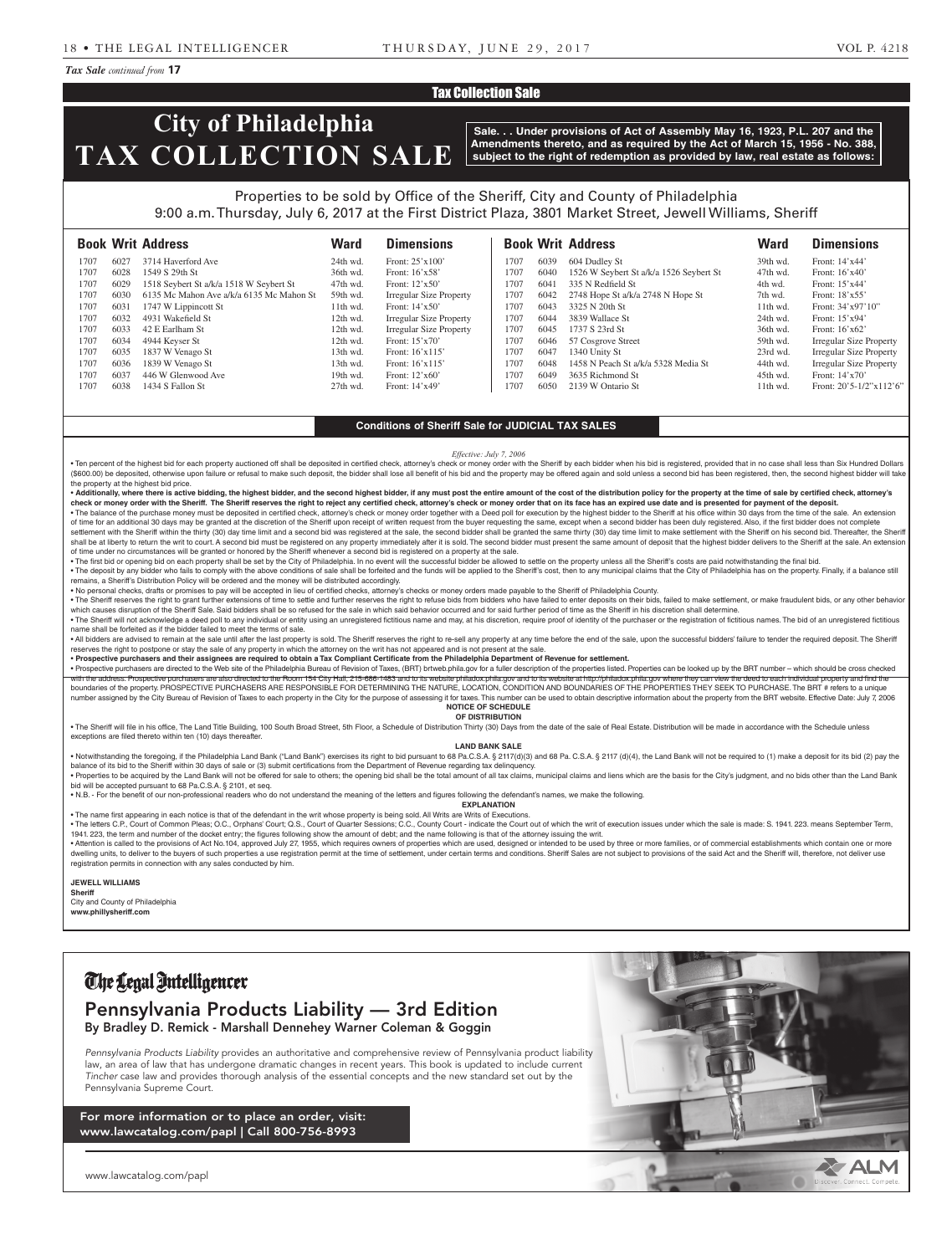*Tax Sale continued from* **17**

Tax Collection Sale

# City of Philadelphia TAX COLLECTION SALE

**Sale. . . Under provisions of Act of Assembly May 16, 1923, P.L. 207 and the Amendments thereto, and as required by the Act of March 15, 1956 - No. 388, subject to the right of redemption as provided by law, real estate as follows:**

Properties to be sold by Office of the Sheriff, City and County of Philadelphia
9:00 a.m. Thursday, July 6, 2017 at the First District Plaza, 3801 Market Street, Jewell Williams, Sheriff

| Book | Writ | Address | Ward | Dimensions |
|---|---|---|---|---|
| 1707 | 6027 | 3714 Haverford Ave | 24th wd. | Front: 25'x100' |
| 1707 | 6028 | 1549 S 29th St | 36th wd. | Front: 16'x58' |
| 1707 | 6029 | 1518 Seybert St a/k/a 1518 W Seybert St | 47th wd. | Front: 12'x50' |
| 1707 | 6030 | 6135 Mc Mahon Ave a/k/a 6135 Mc Mahon St | 59th wd. | Irregular Size Property |
| 1707 | 6031 | 1747 W Lippincott St | 11th wd. | Front: 14'x50' |
| 1707 | 6032 | 4931 Wakefield St | 12th wd. | Irregular Size Property |
| 1707 | 6033 | 42 E Earlham St | 12th wd. | Irregular Size Property |
| 1707 | 6034 | 4944 Keyser St | 12th wd. | Front: 15'x70' |
| 1707 | 6035 | 1837 W Venago St | 13th wd. | Front: 16'x115' |
| 1707 | 6036 | 1839 W Venago St | 13th wd. | Front: 16'x115' |
| 1707 | 6037 | 446 W Glenwood Ave | 19th wd. | Front: 12'x60' |
| 1707 | 6038 | 1434 S Fallon St | 27th wd. | Front: 14'x49' |
| 1707 | 6039 | 604 Dudley St | 39th wd. | Front: 14'x44' |
| 1707 | 6040 | 1526 W Seybert St a/k/a 1526 Seybert St | 47th wd. | Front: 16'x40' |
| 1707 | 6041 | 335 N Redfield St | 4th wd. | Front: 15'x44' |
| 1707 | 6042 | 2748 Hope St a/k/a 2748 N Hope St | 7th wd. | Front: 18'x55' |
| 1707 | 6043 | 3325 N 20th St | 11th wd. | Front: 34'x97'10" |
| 1707 | 6044 | 3839 Wallace St | 24th wd. | Front: 15'x94' |
| 1707 | 6045 | 1737 S 23rd St | 36th wd. | Front: 16'x62' |
| 1707 | 6046 | 57 Cosgrove Street | 59th wd. | Irregular Size Property |
| 1707 | 6047 | 1340 Unity St | 23rd wd. | Irregular Size Property |
| 1707 | 6048 | 1458 N Peach St a/k/a 5328 Media St | 44th wd. | Irregular Size Property |
| 1707 | 6049 | 3635 Richmond St | 45th wd. | Front: 14'x70' |
| 1707 | 6050 | 2139 W Ontario St | 11th wd. | Front: 20'5-1/2"x112'6" |

## Conditions of Sheriff Sale for JUDICIAL TAX SALES

*Effective: July 7, 2006*

• Ten percent of the highest bid for each property auctioned off shall be deposited in certified check, attorney's check or money order with the Sheriff by each bidder when his bid is registered, provided that in no case shall less than Six Hundred Dollars ($600.00) be deposited, otherwise upon failure or refusal to make such deposit, the bidder shall lose all benefit of his bid and the property may be offered again and sold unless a second bid has been registered, then, the second highest bidder will take the property at the highest bid price.

• **Additionally, where there is active bidding, the highest bidder, and the second highest bidder, if any must post the entire amount of the cost of the distribution policy for the property at the time of sale by certified check, attorney's check or money order with the Sheriff. The Sheriff reserves the right to reject any certified check, attorney's check or money order that on its face has an expired use date and is presented for payment of the deposit.**

• The balance of the purchase money must be deposited in certified check, attorney's check or money order together with a Deed poll for execution by the highest bidder to the Sheriff at his office within 30 days from the time of the sale. An extension of time for an additional 30 days may be granted at the discretion of the Sheriff upon receipt of written request from the buyer requesting the same, except when a second bidder has been duly registered. Also, if the first bidder does not complete settlement with the Sheriff within the thirty (30) day time limit and a second bid was registered at the sale, the second bidder shall be granted the same thirty (30) day time limit to make settlement with the Sheriff on his second bid. Thereafter, the Sheriff shall be at liberty to return the writ to court. A second bid must be registered on any property immediately after it is sold. The second bidder must present the same amount of deposit that the highest bidder delivers to the Sheriff at the sale. An extension of time under no circumstances will be granted or honored by the Sheriff whenever a second bid is registered on a property at the sale.

• The first bid or opening bid on each property shall be set by the City of Philadelphia. In no event will the successful bidder be allowed to settle on the property unless all the Sheriff's costs are paid notwithstanding the final bid.

• The deposit by any bidder who fails to comply with the above conditions of sale shall be forfeited and the funds will be applied to the Sheriff's cost, then to any municipal claims that the City of Philadelphia has on the property. Finally, if a balance still remains, a Sheriff's Distribution Policy will be ordered and the money will be distributed accordingly.

• No personal checks, drafts or promises to pay will be accepted in lieu of certified checks, attorney's checks or money orders made payable to the Sheriff of Philadelphia County.

• The Sheriff reserves the right to grant further extensions of time to settle and further reserves the right to refuse bids from bidders who have failed to enter deposits on their bids, failed to make settlement, or make fraudulent bids, or any other behavior which causes disruption of the Sheriff Sale. Said bidders shall be so refused for the sale in which said behavior occurred and for said further period of time as the Sheriff in his discretion shall determine.

• The Sheriff will not acknowledge a deed poll to any individual or entity using an unregistered fictitious name and may, at his discretion, require proof of identity of the purchaser or the registration of fictitious names. The bid of an unregistered fictitious name shall be forfeited as if the bidder failed to meet the terms of sale.

• All bidders are advised to remain at the sale until after the last property is sold. The Sheriff reserves the right to re-sell any property at any time before the end of the sale, upon the successful bidders' failure to tender the required deposit. The Sheriff reserves the right to postpone or stay the sale of any property in which the attorney on the writ has not appeared and is not present at the sale.

• **Prospective purchasers and their assignees are required to obtain a Tax Compliant Certificate from the Philadelphia Department of Revenue for settlement.**

• Prospective purchasers are directed to the Web site of the Philadelphia Bureau of Revision of Taxes, (BRT) brtweb.phila.gov for a fuller description of the properties listed. Properties can be looked up by the BRT number – which should be cross checked with the address. Prospective purchasers are also directed to the Room 154 City Hall, 215-686-1483 and to its website philadox.phila.gov and to its website at http://philadox.phila.gov where they can view the deed to each individual property and find the boundaries of the property. PROSPECTIVE PURCHASERS ARE RESPONSIBLE FOR DETERMINING THE NATURE, LOCATION, CONDITION AND BOUNDARIES OF THE PROPERTIES THEY SEEK TO PURCHASE. The BRT # refers to a unique number assigned by the City Bureau of Revision of Taxes to each property in the City for the purpose of assessing it for taxes. This number can be used to obtain descriptive information about the property from the BRT website. Effective Date: July 7, 2006

**NOTICE OF SCHEDULE OF DISTRIBUTION**

• The Sheriff will file in his office, The Land Title Building, 100 South Broad Street, 5th Floor, a Schedule of Distribution Thirty (30) Days from the date of the sale of Real Estate. Distribution will be made in accordance with the Schedule unless exceptions are filed thereto within ten (10) days thereafter.

**LAND BANK SALE**

• Notwithstanding the foregoing, if the Philadelphia Land Bank ("Land Bank") exercises its right to bid pursuant to 68 Pa.C.S.A. § 2117(d)(3) and 68 Pa. C.S.A. § 2117 (d)(4), the Land Bank will not be required to (1) make a deposit for its bid (2) pay the balance of its bid to the Sheriff within 30 days of sale or (3) submit certifications from the Department of Revenue regarding tax delinquency.

• Properties to be acquired by the Land Bank will not be offered for sale to others; the opening bid shall be the total amount of all tax claims, municipal claims and liens which are the basis for the City's judgment, and no bids other than the Land Bank bid will be accepted pursuant to 68 Pa.C.S.A. § 2101, et seq.

• N.B. - For the benefit of our non-professional readers who do not understand the meaning of the letters and figures following the defendant's names, we make the following.

**EXPLANATION**

• The name first appearing in each notice is that of the defendant in the writ whose property is being sold. All Writs are Writs of Executions.

• The letters C.P., Court of Common Pleas; O.C., Orphans' Court; Q.S., Court of Quarter Sessions; C.C., County Court - indicate the Court out of which the writ of execution issues under which the sale is made: S. 1941. 223. means September Term, 1941. 223, the term and number of the docket entry; the figures following show the amount of debt; and the name following is that of the attorney issuing the writ.

• Attention is called to the provisions of Act No.104, approved July 27, 1955, which requires owners of properties which are used, designed or intended to be used by three or more families, or of commercial establishments which contain one or more dwelling units, to deliver to the buyers of such properties a use registration permit at the time of settlement, under certain terms and conditions. Sheriff Sales are not subject to provisions of the said Act and the Sheriff will, therefore, not deliver use registration permits in connection with any sales conducted by him.

**JEWELL WILLIAMS**
**Sheriff**
City and County of Philadelphia
**www.phillysheriff.com**

The Legal Intelligencer

## Pennsylvania Products Liability — 3rd Edition

By Bradley D. Remick - Marshall Dennehey Warner Coleman & Goggin

*Pennsylvania Products Liability* provides an authoritative and comprehensive review of Pennsylvania product liability law, an area of law that has undergone dramatic changes in recent years. This book is updated to include current *Tincher* case law and provides thorough analysis of the essential concepts and the new standard set out by the Pennsylvania Supreme Court.

For more information or to place an order, visit:
www.lawcatalog.com/papl | Call 800-756-8993

www.lawcatalog.com/papl

ALM
Discover. Connect. Compete.